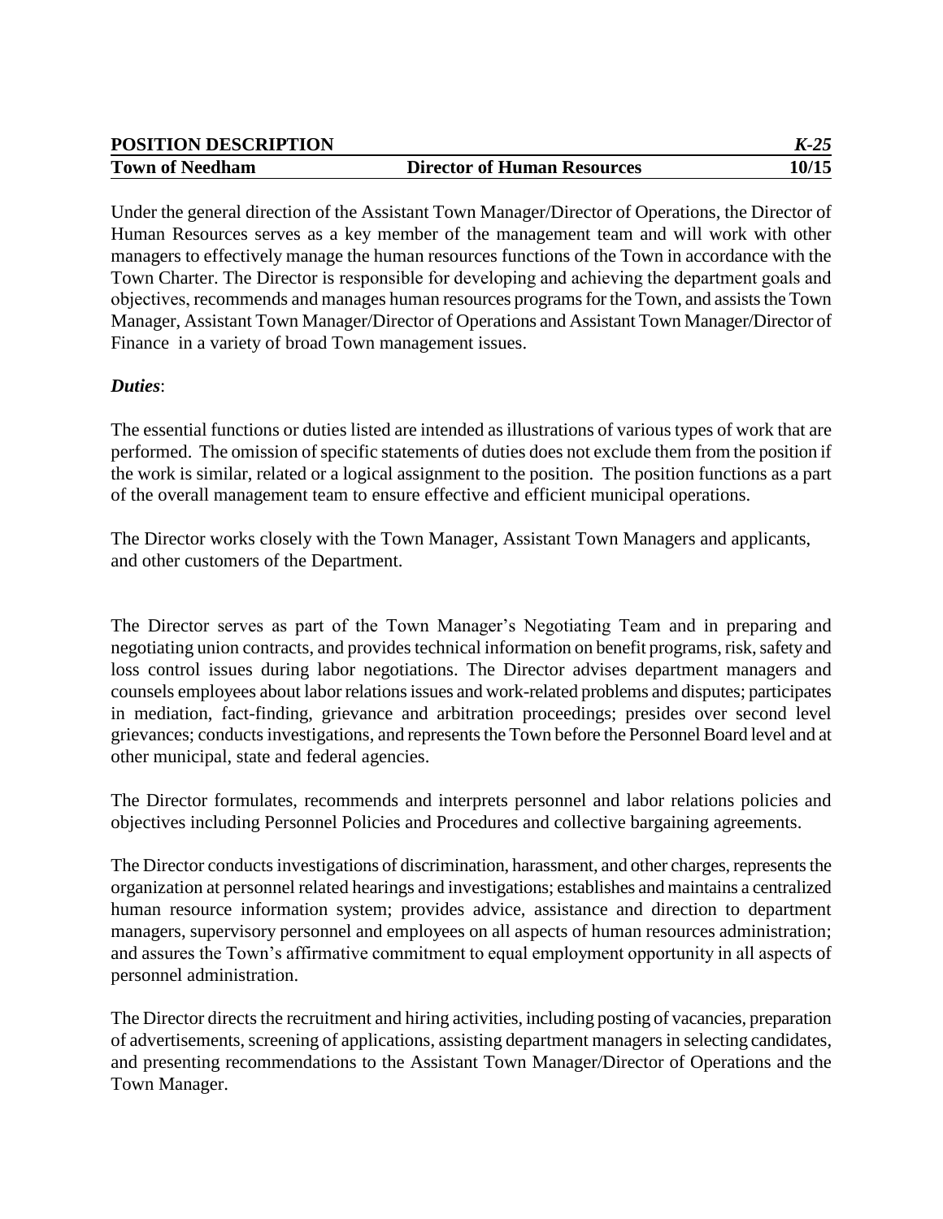| **POSITION DESCRIPTION** | | ***K-25*** |
| --- | --- | --- |
| **Town of Needham** | **Director of Human Resources** | **10/15** |

Under the general direction of the Assistant Town Manager/Director of Operations, the Director of Human Resources serves as a key member of the management team and will work with other managers to effectively manage the human resources functions of the Town in accordance with the Town Charter. The Director is responsible for developing and achieving the department goals and objectives, recommends and manages human resources programs for the Town, and assists the Town Manager, Assistant Town Manager/Director of Operations and Assistant Town Manager/Director of Finance in a variety of broad Town management issues.

***Duties***:

The essential functions or duties listed are intended as illustrations of various types of work that are performed. The omission of specific statements of duties does not exclude them from the position if the work is similar, related or a logical assignment to the position. The position functions as a part of the overall management team to ensure effective and efficient municipal operations.

The Director works closely with the Town Manager, Assistant Town Managers and applicants, and other customers of the Department.

The Director serves as part of the Town Manager's Negotiating Team and in preparing and negotiating union contracts, and provides technical information on benefit programs, risk, safety and loss control issues during labor negotiations. The Director advises department managers and counsels employees about labor relations issues and work-related problems and disputes; participates in mediation, fact-finding, grievance and arbitration proceedings; presides over second level grievances; conducts investigations, and represents the Town before the Personnel Board level and at other municipal, state and federal agencies.

The Director formulates, recommends and interprets personnel and labor relations policies and objectives including Personnel Policies and Procedures and collective bargaining agreements.

The Director conducts investigations of discrimination, harassment, and other charges, represents the organization at personnel related hearings and investigations; establishes and maintains a centralized human resource information system; provides advice, assistance and direction to department managers, supervisory personnel and employees on all aspects of human resources administration; and assures the Town's affirmative commitment to equal employment opportunity in all aspects of personnel administration.

The Director directs the recruitment and hiring activities, including posting of vacancies, preparation of advertisements, screening of applications, assisting department managers in selecting candidates, and presenting recommendations to the Assistant Town Manager/Director of Operations and the Town Manager.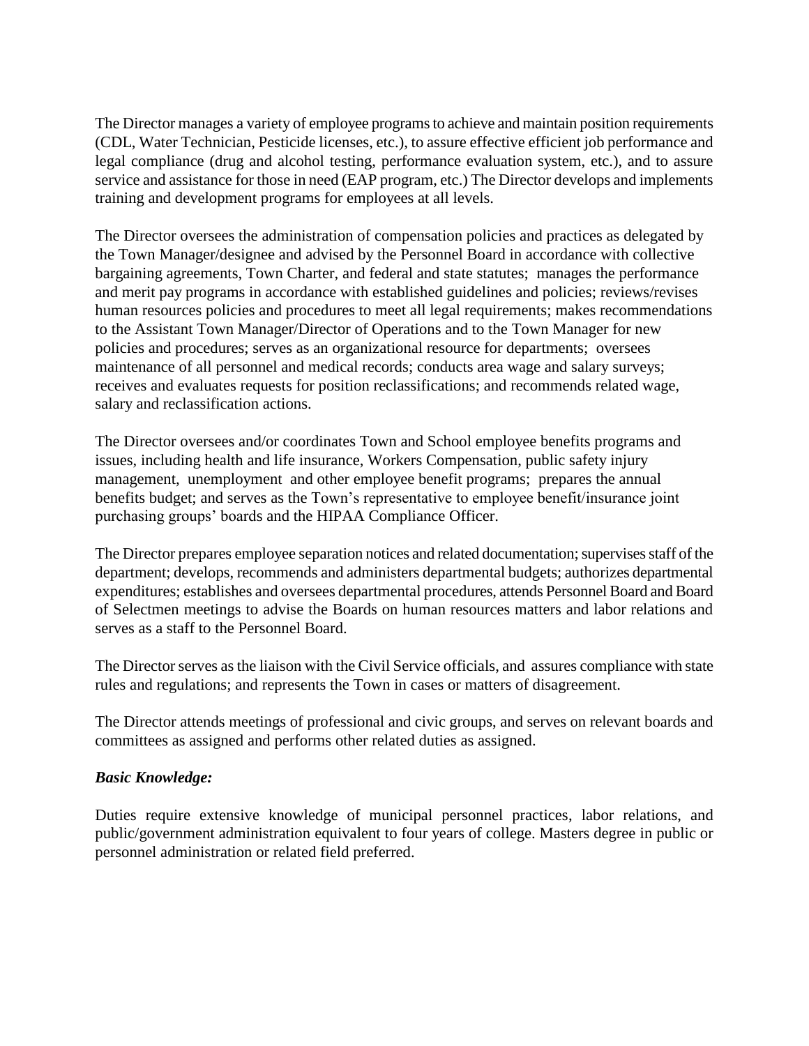The Director manages a variety of employee programs to achieve and maintain position requirements (CDL, Water Technician, Pesticide licenses, etc.), to assure effective efficient job performance and legal compliance (drug and alcohol testing, performance evaluation system, etc.), and to assure service and assistance for those in need (EAP program, etc.) The Director develops and implements training and development programs for employees at all levels.

The Director oversees the administration of compensation policies and practices as delegated by the Town Manager/designee and advised by the Personnel Board in accordance with collective bargaining agreements, Town Charter, and federal and state statutes; manages the performance and merit pay programs in accordance with established guidelines and policies; reviews/revises human resources policies and procedures to meet all legal requirements; makes recommendations to the Assistant Town Manager/Director of Operations and to the Town Manager for new policies and procedures; serves as an organizational resource for departments; oversees maintenance of all personnel and medical records; conducts area wage and salary surveys; receives and evaluates requests for position reclassifications; and recommends related wage, salary and reclassification actions.

The Director oversees and/or coordinates Town and School employee benefits programs and issues, including health and life insurance, Workers Compensation, public safety injury management, unemployment and other employee benefit programs; prepares the annual benefits budget; and serves as the Town's representative to employee benefit/insurance joint purchasing groups' boards and the HIPAA Compliance Officer.

The Director prepares employee separation notices and related documentation; supervises staff of the department; develops, recommends and administers departmental budgets; authorizes departmental expenditures; establishes and oversees departmental procedures, attends Personnel Board and Board of Selectmen meetings to advise the Boards on human resources matters and labor relations and serves as a staff to the Personnel Board.

The Director serves as the liaison with the Civil Service officials, and assures compliance with state rules and regulations; and represents the Town in cases or matters of disagreement.

The Director attends meetings of professional and civic groups, and serves on relevant boards and committees as assigned and performs other related duties as assigned.

***Basic Knowledge:***

Duties require extensive knowledge of municipal personnel practices, labor relations, and public/government administration equivalent to four years of college. Masters degree in public or personnel administration or related field preferred.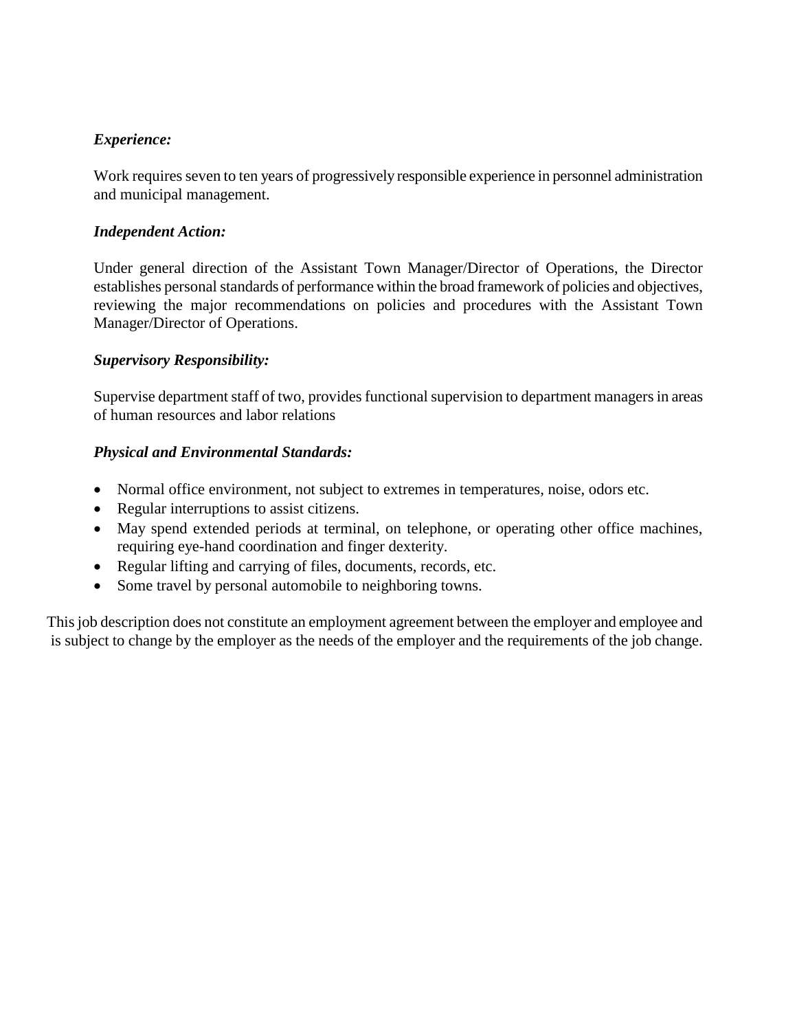***Experience:***

Work requires seven to ten years of progressively responsible experience in personnel administration and municipal management.

***Independent Action:***

Under general direction of the Assistant Town Manager/Director of Operations, the Director establishes personal standards of performance within the broad framework of policies and objectives, reviewing the major recommendations on policies and procedures with the Assistant Town Manager/Director of Operations.

***Supervisory Responsibility:***

Supervise department staff of two, provides functional supervision to department managers in areas of human resources and labor relations

***Physical and Environmental Standards:***

- Normal office environment, not subject to extremes in temperatures, noise, odors etc.
- Regular interruptions to assist citizens.
- May spend extended periods at terminal, on telephone, or operating other office machines, requiring eye-hand coordination and finger dexterity.
- Regular lifting and carrying of files, documents, records, etc.
- Some travel by personal automobile to neighboring towns.

This job description does not constitute an employment agreement between the employer and employee and is subject to change by the employer as the needs of the employer and the requirements of the job change.